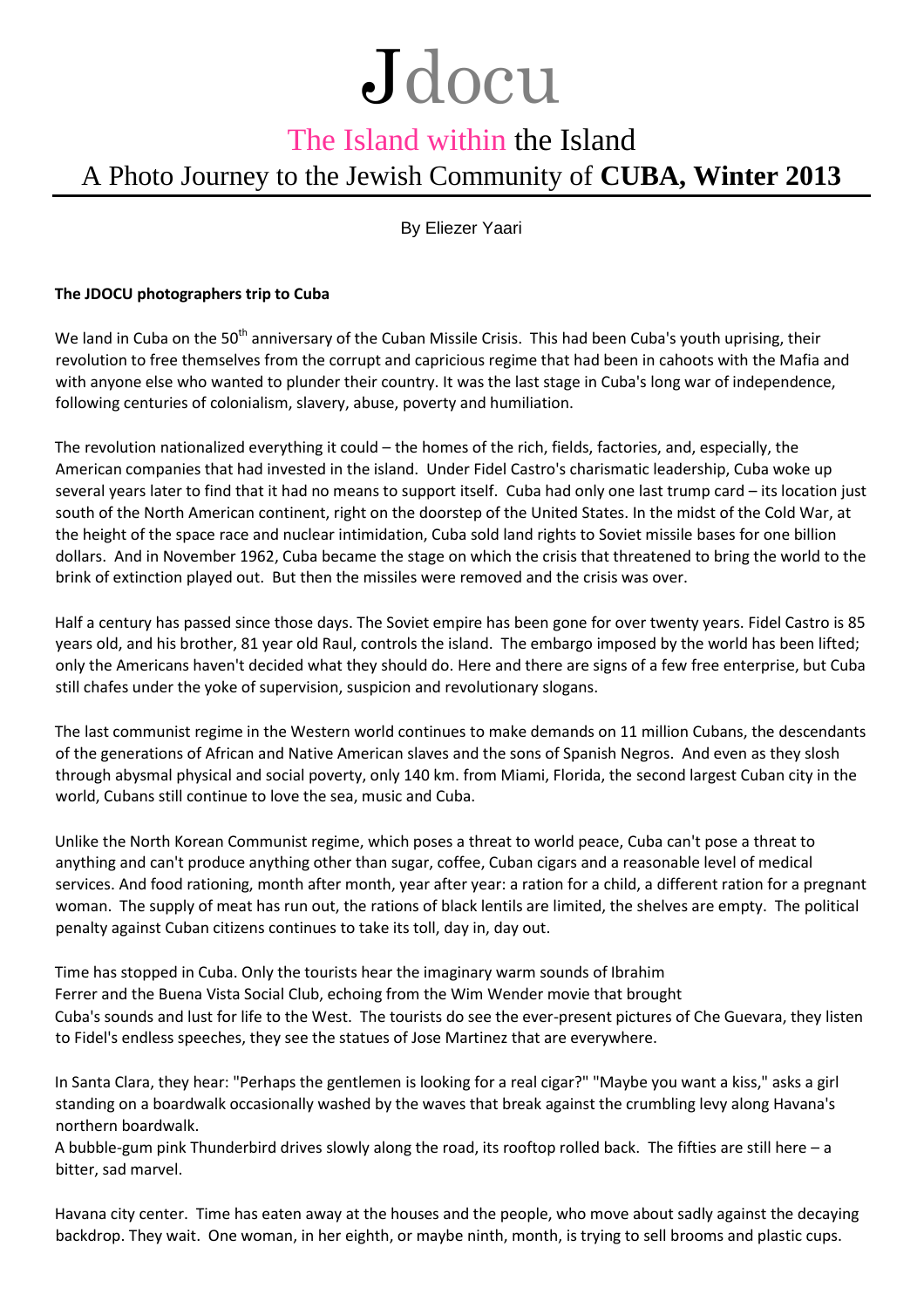# Jdocu

## The Island within the Island

## A Photo Journey to the Jewish Community of **CUBA, Winter 2013**

By Eliezer Yaari

**The JDOCU photographers trip to Cuba**

We land in Cuba on the 50th anniversary of the Cuban Missile Crisis. This had been Cuba's youth uprising, their revolution to free themselves from the corrupt and capricious regime that had been in cahoots with the Mafia and with anyone else who wanted to plunder their country. It was the last stage in Cuba's long war of independence, following centuries of colonialism, slavery, abuse, poverty and humiliation.

The revolution nationalized everything it could – the homes of the rich, fields, factories, and, especially, the American companies that had invested in the island. Under Fidel Castro's charismatic leadership, Cuba woke up several years later to find that it had no means to support itself. Cuba had only one last trump card – its location just south of the North American continent, right on the doorstep of the United States. In the midst of the Cold War, at the height of the space race and nuclear intimidation, Cuba sold land rights to Soviet missile bases for one billion dollars. And in November 1962, Cuba became the stage on which the crisis that threatened to bring the world to the brink of extinction played out. But then the missiles were removed and the crisis was over.

Half a century has passed since those days. The Soviet empire has been gone for over twenty years. Fidel Castro is 85 years old, and his brother, 81 year old Raul, controls the island. The embargo imposed by the world has been lifted; only the Americans haven't decided what they should do. Here and there are signs of a few free enterprise, but Cuba still chafes under the yoke of supervision, suspicion and revolutionary slogans.

The last communist regime in the Western world continues to make demands on 11 million Cubans, the descendants of the generations of African and Native American slaves and the sons of Spanish Negros. And even as they slosh through abysmal physical and social poverty, only 140 km. from Miami, Florida, the second largest Cuban city in the world, Cubans still continue to love the sea, music and Cuba.

Unlike the North Korean Communist regime, which poses a threat to world peace, Cuba can't pose a threat to anything and can't produce anything other than sugar, coffee, Cuban cigars and a reasonable level of medical services. And food rationing, month after month, year after year: a ration for a child, a different ration for a pregnant woman. The supply of meat has run out, the rations of black lentils are limited, the shelves are empty. The political penalty against Cuban citizens continues to take its toll, day in, day out.

Time has stopped in Cuba. Only the tourists hear the imaginary warm sounds of Ibrahim Ferrer and the Buena Vista Social Club, echoing from the Wim Wender movie that brought Cuba's sounds and lust for life to the West. The tourists do see the ever-present pictures of Che Guevara, they listen to Fidel's endless speeches, they see the statues of Jose Martinez that are everywhere.

In Santa Clara, they hear: "Perhaps the gentlemen is looking for a real cigar?" "Maybe you want a kiss," asks a girl standing on a boardwalk occasionally washed by the waves that break against the crumbling levy along Havana's northern boardwalk.
A bubble-gum pink Thunderbird drives slowly along the road, its rooftop rolled back. The fifties are still here – a bitter, sad marvel.

Havana city center. Time has eaten away at the houses and the people, who move about sadly against the decaying backdrop. They wait. One woman, in her eighth, or maybe ninth, month, is trying to sell brooms and plastic cups.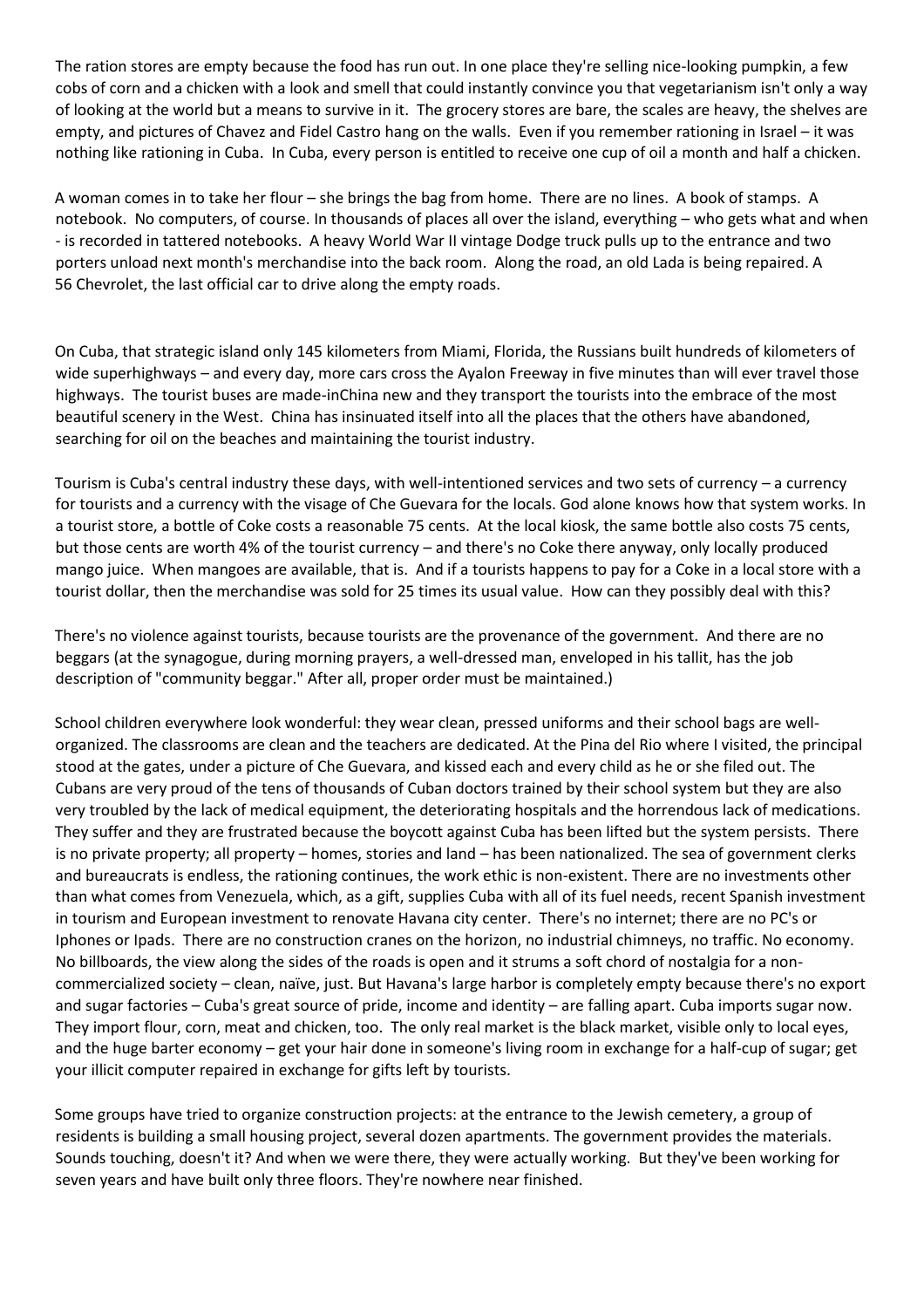The ration stores are empty because the food has run out. In one place they're selling nice-looking pumpkin, a few cobs of corn and a chicken with a look and smell that could instantly convince you that vegetarianism isn't only a way of looking at the world but a means to survive in it. The grocery stores are bare, the scales are heavy, the shelves are empty, and pictures of Chavez and Fidel Castro hang on the walls. Even if you remember rationing in Israel – it was nothing like rationing in Cuba. In Cuba, every person is entitled to receive one cup of oil a month and half a chicken.

A woman comes in to take her flour – she brings the bag from home. There are no lines. A book of stamps. A notebook. No computers, of course. In thousands of places all over the island, everything – who gets what and when - is recorded in tattered notebooks. A heavy World War II vintage Dodge truck pulls up to the entrance and two porters unload next month's merchandise into the back room. Along the road, an old Lada is being repaired. A 56 Chevrolet, the last official car to drive along the empty roads.

On Cuba, that strategic island only 145 kilometers from Miami, Florida, the Russians built hundreds of kilometers of wide superhighways – and every day, more cars cross the Ayalon Freeway in five minutes than will ever travel those highways. The tourist buses are made-inChina new and they transport the tourists into the embrace of the most beautiful scenery in the West. China has insinuated itself into all the places that the others have abandoned, searching for oil on the beaches and maintaining the tourist industry.

Tourism is Cuba's central industry these days, with well-intentioned services and two sets of currency – a currency for tourists and a currency with the visage of Che Guevara for the locals. God alone knows how that system works. In a tourist store, a bottle of Coke costs a reasonable 75 cents. At the local kiosk, the same bottle also costs 75 cents, but those cents are worth 4% of the tourist currency – and there's no Coke there anyway, only locally produced mango juice. When mangoes are available, that is. And if a tourists happens to pay for a Coke in a local store with a tourist dollar, then the merchandise was sold for 25 times its usual value. How can they possibly deal with this?

There's no violence against tourists, because tourists are the provenance of the government. And there are no beggars (at the synagogue, during morning prayers, a well-dressed man, enveloped in his tallit, has the job description of "community beggar." After all, proper order must be maintained.)

School children everywhere look wonderful: they wear clean, pressed uniforms and their school bags are well-organized. The classrooms are clean and the teachers are dedicated. At the Pina del Rio where I visited, the principal stood at the gates, under a picture of Che Guevara, and kissed each and every child as he or she filed out. The Cubans are very proud of the tens of thousands of Cuban doctors trained by their school system but they are also very troubled by the lack of medical equipment, the deteriorating hospitals and the horrendous lack of medications. They suffer and they are frustrated because the boycott against Cuba has been lifted but the system persists. There is no private property; all property – homes, stories and land – has been nationalized. The sea of government clerks and bureaucrats is endless, the rationing continues, the work ethic is non-existent. There are no investments other than what comes from Venezuela, which, as a gift, supplies Cuba with all of its fuel needs, recent Spanish investment in tourism and European investment to renovate Havana city center. There's no internet; there are no PC's or Iphones or Ipads. There are no construction cranes on the horizon, no industrial chimneys, no traffic. No economy. No billboards, the view along the sides of the roads is open and it strums a soft chord of nostalgia for a non-commercialized society – clean, naïve, just. But Havana's large harbor is completely empty because there's no export and sugar factories – Cuba's great source of pride, income and identity – are falling apart. Cuba imports sugar now. They import flour, corn, meat and chicken, too. The only real market is the black market, visible only to local eyes, and the huge barter economy – get your hair done in someone's living room in exchange for a half-cup of sugar; get your illicit computer repaired in exchange for gifts left by tourists.

Some groups have tried to organize construction projects: at the entrance to the Jewish cemetery, a group of residents is building a small housing project, several dozen apartments. The government provides the materials. Sounds touching, doesn't it? And when we were there, they were actually working. But they've been working for seven years and have built only three floors. They're nowhere near finished.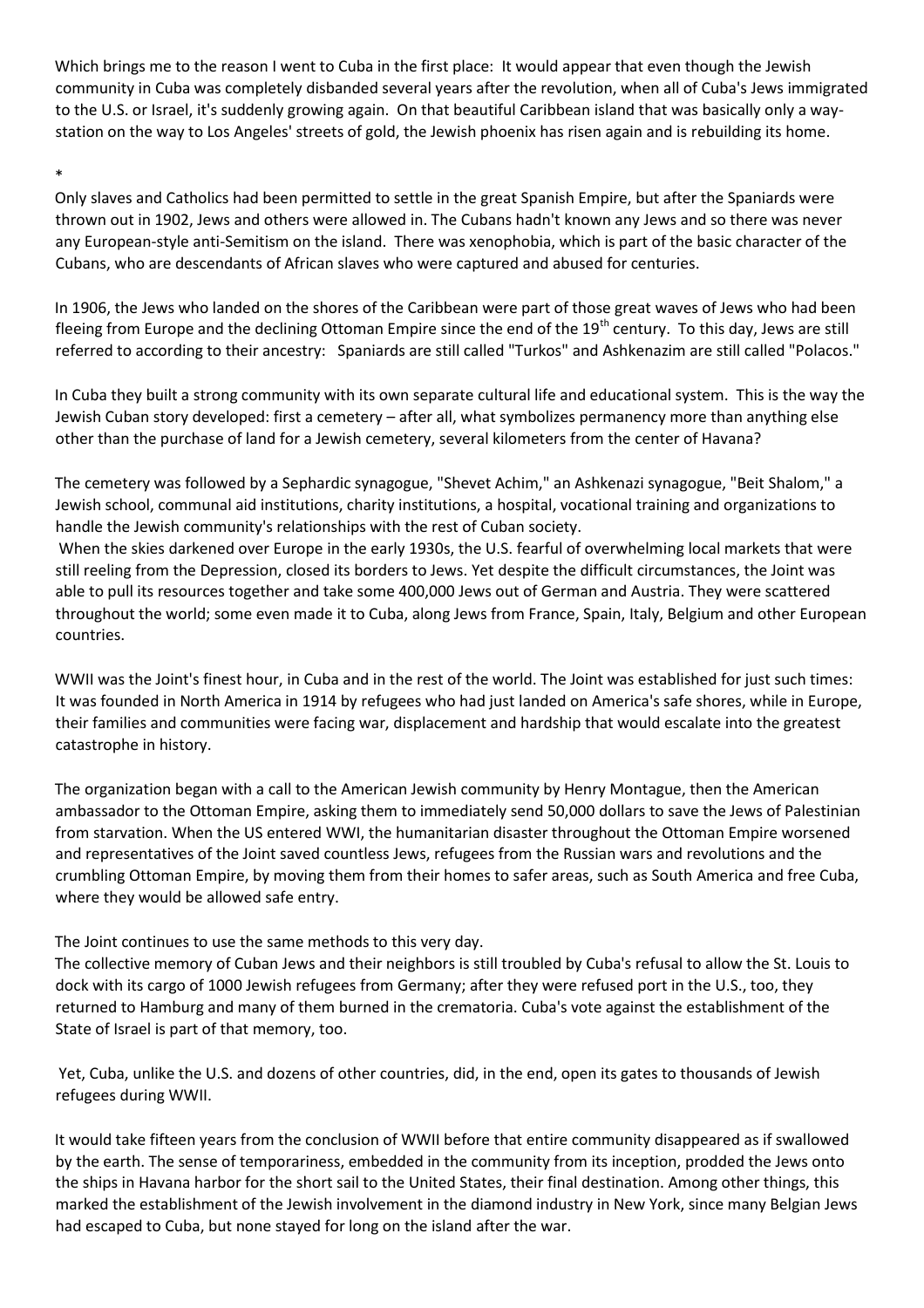Which brings me to the reason I went to Cuba in the first place: It would appear that even though the Jewish community in Cuba was completely disbanded several years after the revolution, when all of Cuba's Jews immigrated to the U.S. or Israel, it's suddenly growing again. On that beautiful Caribbean island that was basically only a way-station on the way to Los Angeles' streets of gold, the Jewish phoenix has risen again and is rebuilding its home.

*

Only slaves and Catholics had been permitted to settle in the great Spanish Empire, but after the Spaniards were thrown out in 1902, Jews and others were allowed in. The Cubans hadn't known any Jews and so there was never any European-style anti-Semitism on the island. There was xenophobia, which is part of the basic character of the Cubans, who are descendants of African slaves who were captured and abused for centuries.

In 1906, the Jews who landed on the shores of the Caribbean were part of those great waves of Jews who had been fleeing from Europe and the declining Ottoman Empire since the end of the 19th century. To this day, Jews are still referred to according to their ancestry: Spaniards are still called "Turkos" and Ashkenazim are still called "Polacos."

In Cuba they built a strong community with its own separate cultural life and educational system. This is the way the Jewish Cuban story developed: first a cemetery – after all, what symbolizes permanency more than anything else other than the purchase of land for a Jewish cemetery, several kilometers from the center of Havana?

The cemetery was followed by a Sephardic synagogue, "Shevet Achim," an Ashkenazi synagogue, "Beit Shalom," a Jewish school, communal aid institutions, charity institutions, a hospital, vocational training and organizations to handle the Jewish community's relationships with the rest of Cuban society.
When the skies darkened over Europe in the early 1930s, the U.S. fearful of overwhelming local markets that were still reeling from the Depression, closed its borders to Jews. Yet despite the difficult circumstances, the Joint was able to pull its resources together and take some 400,000 Jews out of German and Austria. They were scattered throughout the world; some even made it to Cuba, along Jews from France, Spain, Italy, Belgium and other European countries.

WWII was the Joint's finest hour, in Cuba and in the rest of the world. The Joint was established for just such times: It was founded in North America in 1914 by refugees who had just landed on America's safe shores, while in Europe, their families and communities were facing war, displacement and hardship that would escalate into the greatest catastrophe in history.

The organization began with a call to the American Jewish community by Henry Montague, then the American ambassador to the Ottoman Empire, asking them to immediately send 50,000 dollars to save the Jews of Palestinian from starvation. When the US entered WWI, the humanitarian disaster throughout the Ottoman Empire worsened and representatives of the Joint saved countless Jews, refugees from the Russian wars and revolutions and the crumbling Ottoman Empire, by moving them from their homes to safer areas, such as South America and free Cuba, where they would be allowed safe entry.

The Joint continues to use the same methods to this very day.
The collective memory of Cuban Jews and their neighbors is still troubled by Cuba's refusal to allow the St. Louis to dock with its cargo of 1000 Jewish refugees from Germany; after they were refused port in the U.S., too, they returned to Hamburg and many of them burned in the crematoria. Cuba's vote against the establishment of the State of Israel is part of that memory, too.

Yet, Cuba, unlike the U.S. and dozens of other countries, did, in the end, open its gates to thousands of Jewish refugees during WWII.

It would take fifteen years from the conclusion of WWII before that entire community disappeared as if swallowed by the earth. The sense of temporariness, embedded in the community from its inception, prodded the Jews onto the ships in Havana harbor for the short sail to the United States, their final destination. Among other things, this marked the establishment of the Jewish involvement in the diamond industry in New York, since many Belgian Jews had escaped to Cuba, but none stayed for long on the island after the war.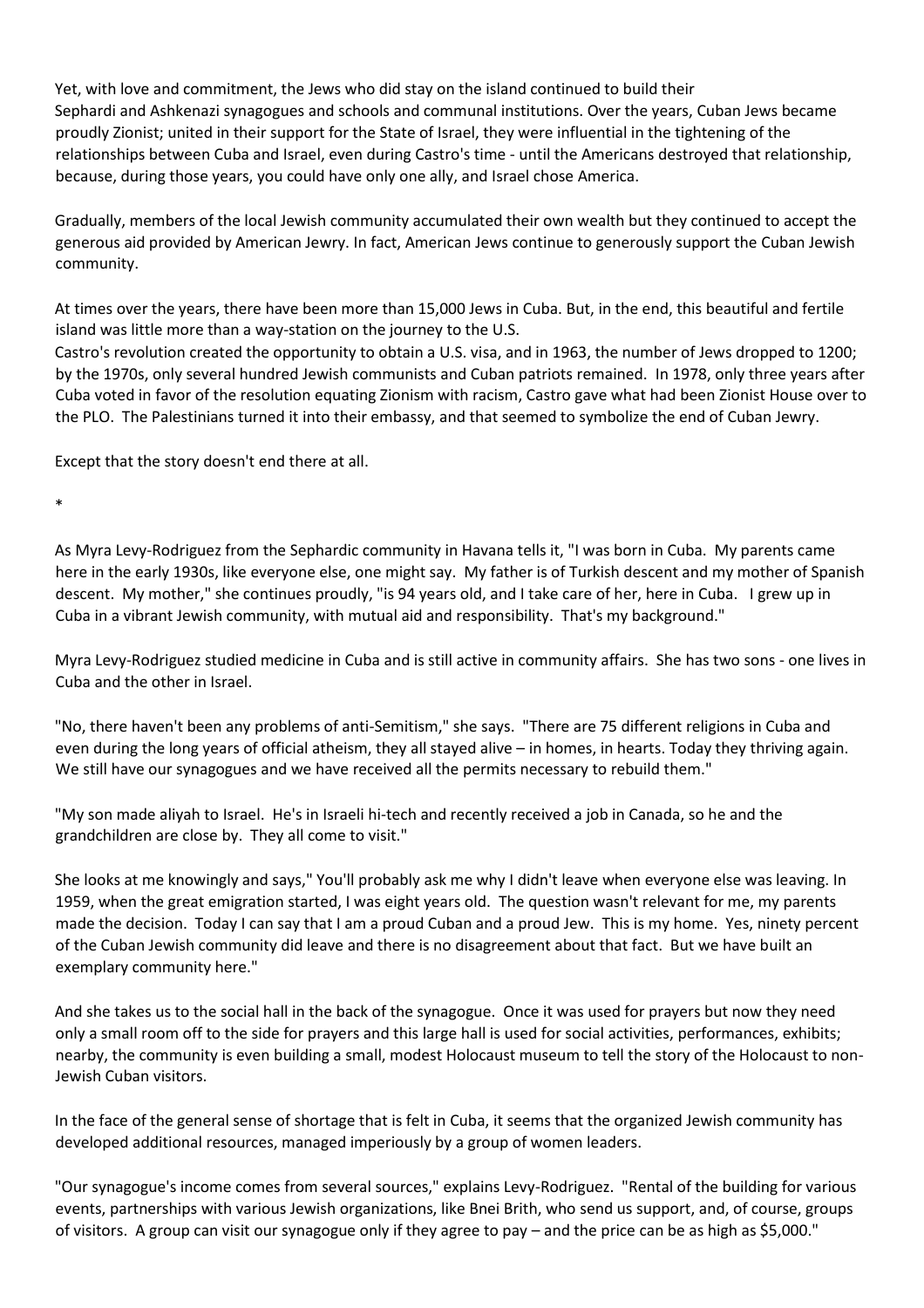Yet, with love and commitment, the Jews who did stay on the island continued to build their Sephardi and Ashkenazi synagogues and schools and communal institutions. Over the years, Cuban Jews became proudly Zionist; united in their support for the State of Israel, they were influential in the tightening of the relationships between Cuba and Israel, even during Castro's time - until the Americans destroyed that relationship, because, during those years, you could have only one ally, and Israel chose America.

Gradually, members of the local Jewish community accumulated their own wealth but they continued to accept the generous aid provided by American Jewry. In fact, American Jews continue to generously support the Cuban Jewish community.

At times over the years, there have been more than 15,000 Jews in Cuba. But, in the end, this beautiful and fertile island was little more than a way-station on the journey to the U.S.
Castro's revolution created the opportunity to obtain a U.S. visa, and in 1963, the number of Jews dropped to 1200; by the 1970s, only several hundred Jewish communists and Cuban patriots remained. In 1978, only three years after Cuba voted in favor of the resolution equating Zionism with racism, Castro gave what had been Zionist House over to the PLO. The Palestinians turned it into their embassy, and that seemed to symbolize the end of Cuban Jewry.

Except that the story doesn't end there at all.

*

As Myra Levy-Rodriguez from the Sephardic community in Havana tells it, "I was born in Cuba. My parents came here in the early 1930s, like everyone else, one might say. My father is of Turkish descent and my mother of Spanish descent. My mother," she continues proudly, "is 94 years old, and I take care of her, here in Cuba. I grew up in Cuba in a vibrant Jewish community, with mutual aid and responsibility. That's my background."

Myra Levy-Rodriguez studied medicine in Cuba and is still active in community affairs. She has two sons - one lives in Cuba and the other in Israel.

"No, there haven't been any problems of anti-Semitism," she says. "There are 75 different religions in Cuba and even during the long years of official atheism, they all stayed alive – in homes, in hearts. Today they thriving again. We still have our synagogues and we have received all the permits necessary to rebuild them."

"My son made aliyah to Israel. He's in Israeli hi-tech and recently received a job in Canada, so he and the grandchildren are close by. They all come to visit."

She looks at me knowingly and says," You'll probably ask me why I didn't leave when everyone else was leaving. In 1959, when the great emigration started, I was eight years old. The question wasn't relevant for me, my parents made the decision. Today I can say that I am a proud Cuban and a proud Jew. This is my home. Yes, ninety percent of the Cuban Jewish community did leave and there is no disagreement about that fact. But we have built an exemplary community here."

And she takes us to the social hall in the back of the synagogue. Once it was used for prayers but now they need only a small room off to the side for prayers and this large hall is used for social activities, performances, exhibits; nearby, the community is even building a small, modest Holocaust museum to tell the story of the Holocaust to non-Jewish Cuban visitors.

In the face of the general sense of shortage that is felt in Cuba, it seems that the organized Jewish community has developed additional resources, managed imperiously by a group of women leaders.

"Our synagogue's income comes from several sources," explains Levy-Rodriguez. "Rental of the building for various events, partnerships with various Jewish organizations, like Bnei Brith, who send us support, and, of course, groups of visitors. A group can visit our synagogue only if they agree to pay – and the price can be as high as $5,000."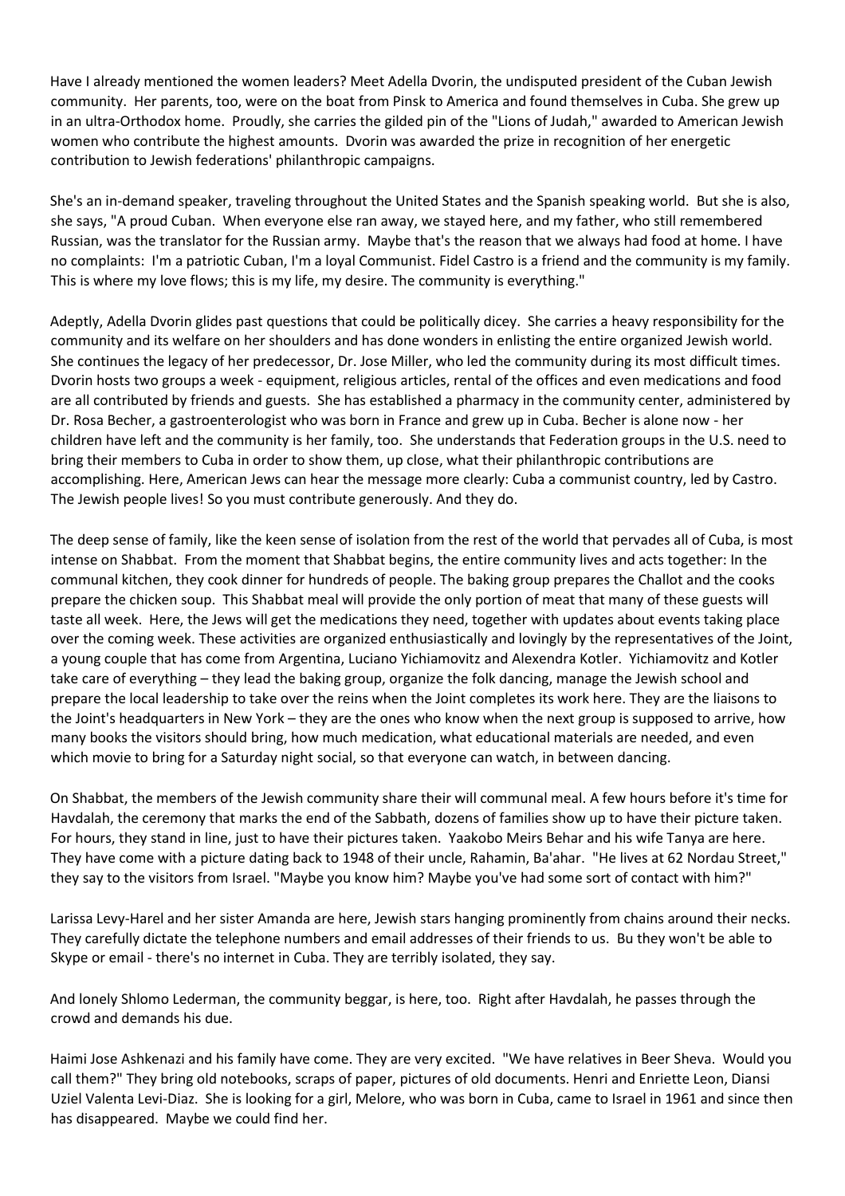Have I already mentioned the women leaders? Meet Adella Dvorin, the undisputed president of the Cuban Jewish community. Her parents, too, were on the boat from Pinsk to America and found themselves in Cuba. She grew up in an ultra-Orthodox home. Proudly, she carries the gilded pin of the "Lions of Judah," awarded to American Jewish women who contribute the highest amounts. Dvorin was awarded the prize in recognition of her energetic contribution to Jewish federations' philanthropic campaigns.

She's an in-demand speaker, traveling throughout the United States and the Spanish speaking world. But she is also, she says, "A proud Cuban. When everyone else ran away, we stayed here, and my father, who still remembered Russian, was the translator for the Russian army. Maybe that's the reason that we always had food at home. I have no complaints: I'm a patriotic Cuban, I'm a loyal Communist. Fidel Castro is a friend and the community is my family. This is where my love flows; this is my life, my desire. The community is everything."

Adeptly, Adella Dvorin glides past questions that could be politically dicey. She carries a heavy responsibility for the community and its welfare on her shoulders and has done wonders in enlisting the entire organized Jewish world. She continues the legacy of her predecessor, Dr. Jose Miller, who led the community during its most difficult times. Dvorin hosts two groups a week - equipment, religious articles, rental of the offices and even medications and food are all contributed by friends and guests. She has established a pharmacy in the community center, administered by Dr. Rosa Becher, a gastroenterologist who was born in France and grew up in Cuba. Becher is alone now - her children have left and the community is her family, too. She understands that Federation groups in the U.S. need to bring their members to Cuba in order to show them, up close, what their philanthropic contributions are accomplishing. Here, American Jews can hear the message more clearly: Cuba a communist country, led by Castro. The Jewish people lives! So you must contribute generously. And they do.

The deep sense of family, like the keen sense of isolation from the rest of the world that pervades all of Cuba, is most intense on Shabbat. From the moment that Shabbat begins, the entire community lives and acts together: In the communal kitchen, they cook dinner for hundreds of people. The baking group prepares the Challot and the cooks prepare the chicken soup. This Shabbat meal will provide the only portion of meat that many of these guests will taste all week. Here, the Jews will get the medications they need, together with updates about events taking place over the coming week. These activities are organized enthusiastically and lovingly by the representatives of the Joint, a young couple that has come from Argentina, Luciano Yichiamovitz and Alexendra Kotler. Yichiamovitz and Kotler take care of everything – they lead the baking group, organize the folk dancing, manage the Jewish school and prepare the local leadership to take over the reins when the Joint completes its work here. They are the liaisons to the Joint's headquarters in New York – they are the ones who know when the next group is supposed to arrive, how many books the visitors should bring, how much medication, what educational materials are needed, and even which movie to bring for a Saturday night social, so that everyone can watch, in between dancing.

On Shabbat, the members of the Jewish community share their will communal meal. A few hours before it's time for Havdalah, the ceremony that marks the end of the Sabbath, dozens of families show up to have their picture taken. For hours, they stand in line, just to have their pictures taken. Yaakobo Meirs Behar and his wife Tanya are here. They have come with a picture dating back to 1948 of their uncle, Rahamin, Ba'ahar. "He lives at 62 Nordau Street," they say to the visitors from Israel. "Maybe you know him? Maybe you've had some sort of contact with him?"

Larissa Levy-Harel and her sister Amanda are here, Jewish stars hanging prominently from chains around their necks. They carefully dictate the telephone numbers and email addresses of their friends to us. Bu they won't be able to Skype or email - there's no internet in Cuba. They are terribly isolated, they say.

And lonely Shlomo Lederman, the community beggar, is here, too. Right after Havdalah, he passes through the crowd and demands his due.

Haimi Jose Ashkenazi and his family have come. They are very excited. "We have relatives in Beer Sheva. Would you call them?" They bring old notebooks, scraps of paper, pictures of old documents. Henri and Enriette Leon, Diansi Uziel Valenta Levi-Diaz. She is looking for a girl, Melore, who was born in Cuba, came to Israel in 1961 and since then has disappeared. Maybe we could find her.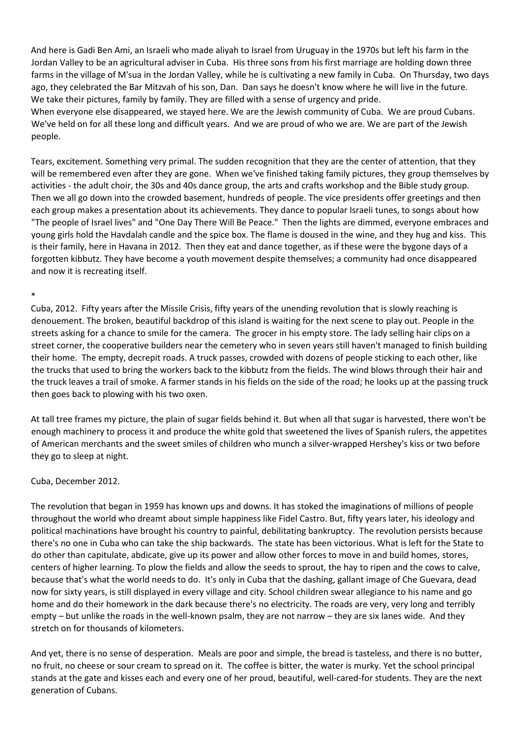And here is Gadi Ben Ami, an Israeli who made aliyah to Israel from Uruguay in the 1970s but left his farm in the Jordan Valley to be an agricultural adviser in Cuba. His three sons from his first marriage are holding down three farms in the village of M'sua in the Jordan Valley, while he is cultivating a new family in Cuba. On Thursday, two days ago, they celebrated the Bar Mitzvah of his son, Dan. Dan says he doesn't know where he will live in the future. We take their pictures, family by family. They are filled with a sense of urgency and pride.
When everyone else disappeared, we stayed here. We are the Jewish community of Cuba. We are proud Cubans. We've held on for all these long and difficult years. And we are proud of who we are. We are part of the Jewish people.

Tears, excitement. Something very primal. The sudden recognition that they are the center of attention, that they will be remembered even after they are gone. When we've finished taking family pictures, they group themselves by activities - the adult choir, the 30s and 40s dance group, the arts and crafts workshop and the Bible study group. Then we all go down into the crowded basement, hundreds of people. The vice presidents offer greetings and then each group makes a presentation about its achievements. They dance to popular Israeli tunes, to songs about how "The people of Israel lives" and "One Day There Will Be Peace." Then the lights are dimmed, everyone embraces and young girls hold the Havdalah candle and the spice box. The flame is doused in the wine, and they hug and kiss. This is their family, here in Havana in 2012. Then they eat and dance together, as if these were the bygone days of a forgotten kibbutz. They have become a youth movement despite themselves; a community had once disappeared and now it is recreating itself.

*

Cuba, 2012. Fifty years after the Missile Crisis, fifty years of the unending revolution that is slowly reaching is denouement. The broken, beautiful backdrop of this island is waiting for the next scene to play out. People in the streets asking for a chance to smile for the camera. The grocer in his empty store. The lady selling hair clips on a street corner, the cooperative builders near the cemetery who in seven years still haven't managed to finish building their home. The empty, decrepit roads. A truck passes, crowded with dozens of people sticking to each other, like the trucks that used to bring the workers back to the kibbutz from the fields. The wind blows through their hair and the truck leaves a trail of smoke. A farmer stands in his fields on the side of the road; he looks up at the passing truck then goes back to plowing with his two oxen.

At tall tree frames my picture, the plain of sugar fields behind it. But when all that sugar is harvested, there won't be enough machinery to process it and produce the white gold that sweetened the lives of Spanish rulers, the appetites of American merchants and the sweet smiles of children who munch a silver-wrapped Hershey's kiss or two before they go to sleep at night.

Cuba, December 2012.

The revolution that began in 1959 has known ups and downs. It has stoked the imaginations of millions of people throughout the world who dreamt about simple happiness like Fidel Castro. But, fifty years later, his ideology and political machinations have brought his country to painful, debilitating bankruptcy. The revolution persists because there's no one in Cuba who can take the ship backwards. The state has been victorious. What is left for the State to do other than capitulate, abdicate, give up its power and allow other forces to move in and build homes, stores, centers of higher learning. To plow the fields and allow the seeds to sprout, the hay to ripen and the cows to calve, because that's what the world needs to do. It's only in Cuba that the dashing, gallant image of Che Guevara, dead now for sixty years, is still displayed in every village and city. School children swear allegiance to his name and go home and do their homework in the dark because there's no electricity. The roads are very, very long and terribly empty – but unlike the roads in the well-known psalm, they are not narrow – they are six lanes wide. And they stretch on for thousands of kilometers.

And yet, there is no sense of desperation. Meals are poor and simple, the bread is tasteless, and there is no butter, no fruit, no cheese or sour cream to spread on it. The coffee is bitter, the water is murky. Yet the school principal stands at the gate and kisses each and every one of her proud, beautiful, well-cared-for students. They are the next generation of Cubans.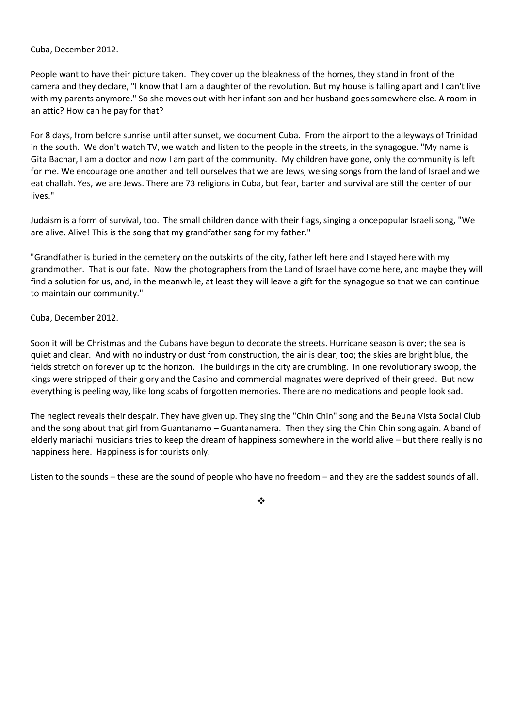Cuba, December 2012.

People want to have their picture taken. They cover up the bleakness of the homes, they stand in front of the camera and they declare, "I know that I am a daughter of the revolution. But my house is falling apart and I can't live with my parents anymore." So she moves out with her infant son and her husband goes somewhere else. A room in an attic? How can he pay for that?

For 8 days, from before sunrise until after sunset, we document Cuba. From the airport to the alleyways of Trinidad in the south. We don't watch TV, we watch and listen to the people in the streets, in the synagogue. "My name is Gita Bachar, I am a doctor and now I am part of the community. My children have gone, only the community is left for me. We encourage one another and tell ourselves that we are Jews, we sing songs from the land of Israel and we eat challah. Yes, we are Jews. There are 73 religions in Cuba, but fear, barter and survival are still the center of our lives."

Judaism is a form of survival, too. The small children dance with their flags, singing a oncepopular Israeli song, "We are alive. Alive! This is the song that my grandfather sang for my father."

"Grandfather is buried in the cemetery on the outskirts of the city, father left here and I stayed here with my grandmother. That is our fate. Now the photographers from the Land of Israel have come here, and maybe they will find a solution for us, and, in the meanwhile, at least they will leave a gift for the synagogue so that we can continue to maintain our community."

Cuba, December 2012.

Soon it will be Christmas and the Cubans have begun to decorate the streets. Hurricane season is over; the sea is quiet and clear. And with no industry or dust from construction, the air is clear, too; the skies are bright blue, the fields stretch on forever up to the horizon. The buildings in the city are crumbling. In one revolutionary swoop, the kings were stripped of their glory and the Casino and commercial magnates were deprived of their greed. But now everything is peeling way, like long scabs of forgotten memories. There are no medications and people look sad.

The neglect reveals their despair. They have given up. They sing the "Chin Chin" song and the Beuna Vista Social Club and the song about that girl from Guantanamo – Guantanamera. Then they sing the Chin Chin song again. A band of elderly mariachi musicians tries to keep the dream of happiness somewhere in the world alive – but there really is no happiness here. Happiness is for tourists only.

Listen to the sounds – these are the sound of people who have no freedom – and they are the saddest sounds of all.

❖